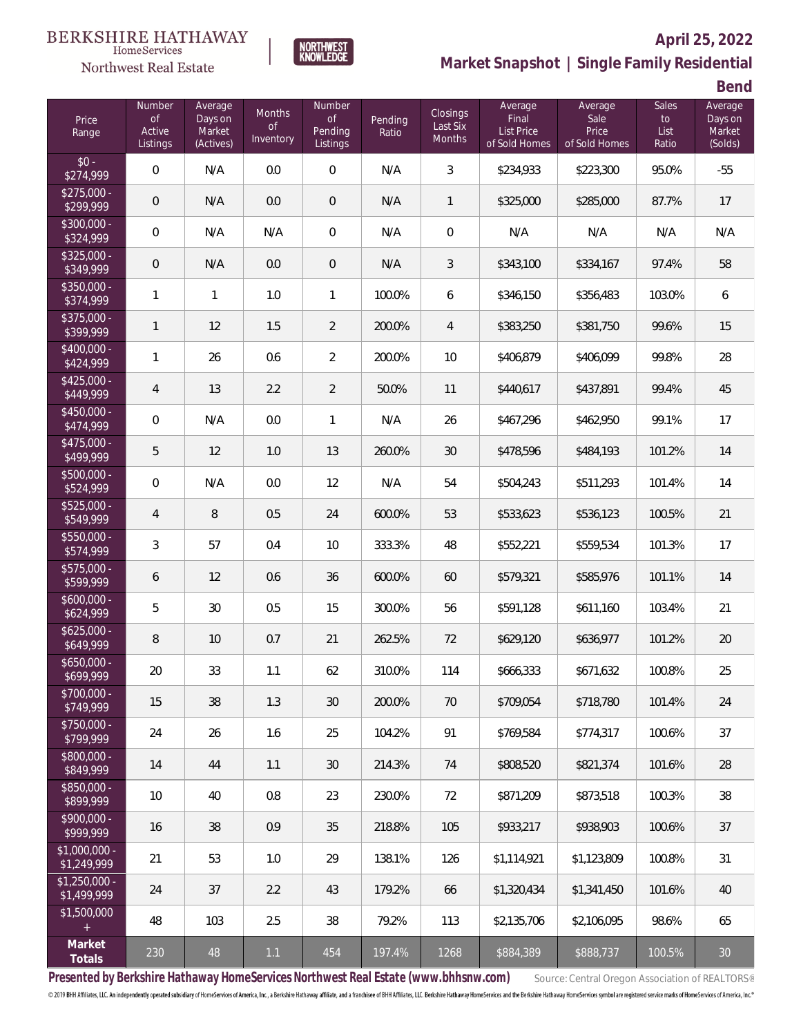BERKSHIRE HATHAWAY HomeServices Northwest Real Estate

NORTHWEST KNOWLEDGE

**April 25, 2022**

## Market Snapshot | Single Family Residential

## Bend

| Price Range | Number of Active Listings | Average Days on Market (Actives) | Months of Inventory | Number of Pending Listings | Pending Ratio | Closings Last Six Months | Average Final List Price of Sold Homes | Average Sale Price of Sold Homes | Sales to List Ratio | Average Days on Market (Solds) |
|---|---|---|---|---|---|---|---|---|---|---|
| $0 - $274,999 | 0 | N/A | 0.0 | 0 | N/A | 3 | $234,933 | $223,300 | 95.0% | -55 |
| $275,000 - $299,999 | 0 | N/A | 0.0 | 0 | N/A | 1 | $325,000 | $285,000 | 87.7% | 17 |
| $300,000 - $324,999 | 0 | N/A | N/A | 0 | N/A | 0 | N/A | N/A | N/A | N/A |
| $325,000 - $349,999 | 0 | N/A | 0.0 | 0 | N/A | 3 | $343,100 | $334,167 | 97.4% | 58 |
| $350,000 - $374,999 | 1 | 1 | 1.0 | 1 | 100.0% | 6 | $346,150 | $356,483 | 103.0% | 6 |
| $375,000 - $399,999 | 1 | 12 | 1.5 | 2 | 200.0% | 4 | $383,250 | $381,750 | 99.6% | 15 |
| $400,000 - $424,999 | 1 | 26 | 0.6 | 2 | 200.0% | 10 | $406,879 | $406,099 | 99.8% | 28 |
| $425,000 - $449,999 | 4 | 13 | 2.2 | 2 | 50.0% | 11 | $440,617 | $437,891 | 99.4% | 45 |
| $450,000 - $474,999 | 0 | N/A | 0.0 | 1 | N/A | 26 | $467,296 | $462,950 | 99.1% | 17 |
| $475,000 - $499,999 | 5 | 12 | 1.0 | 13 | 260.0% | 30 | $478,596 | $484,193 | 101.2% | 14 |
| $500,000 - $524,999 | 0 | N/A | 0.0 | 12 | N/A | 54 | $504,243 | $511,293 | 101.4% | 14 |
| $525,000 - $549,999 | 4 | 8 | 0.5 | 24 | 600.0% | 53 | $533,623 | $536,123 | 100.5% | 21 |
| $550,000 - $574,999 | 3 | 57 | 0.4 | 10 | 333.3% | 48 | $552,221 | $559,534 | 101.3% | 17 |
| $575,000 - $599,999 | 6 | 12 | 0.6 | 36 | 600.0% | 60 | $579,321 | $585,976 | 101.1% | 14 |
| $600,000 - $624,999 | 5 | 30 | 0.5 | 15 | 300.0% | 56 | $591,128 | $611,160 | 103.4% | 21 |
| $625,000 - $649,999 | 8 | 10 | 0.7 | 21 | 262.5% | 72 | $629,120 | $636,977 | 101.2% | 20 |
| $650,000 - $699,999 | 20 | 33 | 1.1 | 62 | 310.0% | 114 | $666,333 | $671,632 | 100.8% | 25 |
| $700,000 - $749,999 | 15 | 38 | 1.3 | 30 | 200.0% | 70 | $709,054 | $718,780 | 101.4% | 24 |
| $750,000 - $799,999 | 24 | 26 | 1.6 | 25 | 104.2% | 91 | $769,584 | $774,317 | 100.6% | 37 |
| $800,000 - $849,999 | 14 | 44 | 1.1 | 30 | 214.3% | 74 | $808,520 | $821,374 | 101.6% | 28 |
| $850,000 - $899,999 | 10 | 40 | 0.8 | 23 | 230.0% | 72 | $871,209 | $873,518 | 100.3% | 38 |
| $900,000 - $999,999 | 16 | 38 | 0.9 | 35 | 218.8% | 105 | $933,217 | $938,903 | 100.6% | 37 |
| $1,000,000 - $1,249,999 | 21 | 53 | 1.0 | 29 | 138.1% | 126 | $1,114,921 | $1,123,809 | 100.8% | 31 |
| $1,250,000 - $1,499,999 | 24 | 37 | 2.2 | 43 | 179.2% | 66 | $1,320,434 | $1,341,450 | 101.6% | 40 |
| $1,500,000 + | 48 | 103 | 2.5 | 38 | 79.2% | 113 | $2,135,706 | $2,106,095 | 98.6% | 65 |
| **Market Totals** | 230 | 48 | 1.1 | 454 | 197.4% | 1268 | $884,389 | $888,737 | 100.5% | 30 |

**Presented by Berkshire Hathaway HomeServices Northwest Real Estate (www.bhhsnw.com)** Source: Central Oregon Association of REALTORS®

© 2019 BHH Affiliates, LLC. An independently operated subsidiary of HomeServices of America, Inc., a Berkshire Hathaway affiliate, and a franchisee of BHH Affiliates, LLC. Berkshire Hathaway HomeServices and the Berkshire Hathaway HomeServices symbol are registered service marks of HomeServices of America, Inc.®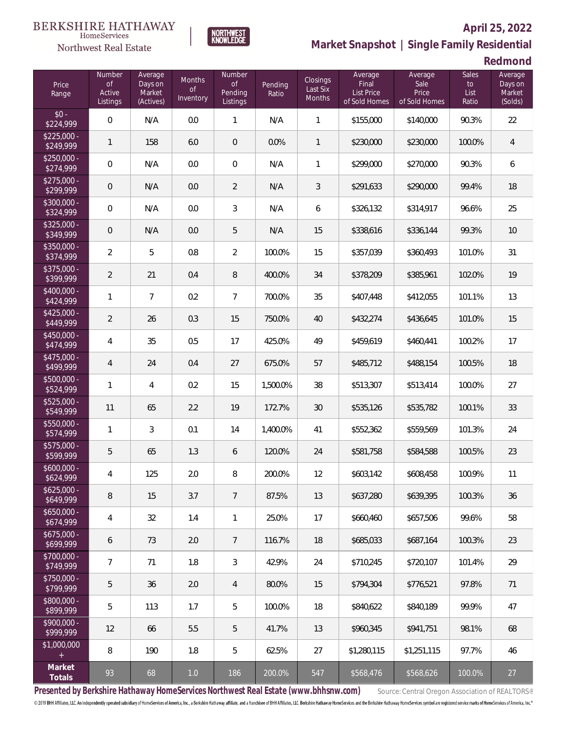BERKSHIRE HATHAWAY HomeServices Northwest Real Estate | NORTHWEST KNOWLEDGE

**April 25, 2022**

## Market Snapshot | Single Family Residential

### Redmond

| Price Range | Number of Active Listings | Average Days on Market (Actives) | Months of Inventory | Number of Pending Listings | Pending Ratio | Closings Last Six Months | Average Final List Price of Sold Homes | Average Sale Price of Sold Homes | Sales to List Ratio | Average Days on Market (Solds) |
|---|---|---|---|---|---|---|---|---|---|---|
| $0 - $224,999 | 0 | N/A | 0.0 | 1 | N/A | 1 | $155,000 | $140,000 | 90.3% | 22 |
| $225,000 - $249,999 | 1 | 158 | 6.0 | 0 | 0.0% | 1 | $230,000 | $230,000 | 100.0% | 4 |
| $250,000 - $274,999 | 0 | N/A | 0.0 | 0 | N/A | 1 | $299,000 | $270,000 | 90.3% | 6 |
| $275,000 - $299,999 | 0 | N/A | 0.0 | 2 | N/A | 3 | $291,633 | $290,000 | 99.4% | 18 |
| $300,000 - $324,999 | 0 | N/A | 0.0 | 3 | N/A | 6 | $326,132 | $314,917 | 96.6% | 25 |
| $325,000 - $349,999 | 0 | N/A | 0.0 | 5 | N/A | 15 | $338,616 | $336,144 | 99.3% | 10 |
| $350,000 - $374,999 | 2 | 5 | 0.8 | 2 | 100.0% | 15 | $357,039 | $360,493 | 101.0% | 31 |
| $375,000 - $399,999 | 2 | 21 | 0.4 | 8 | 400.0% | 34 | $378,209 | $385,961 | 102.0% | 19 |
| $400,000 - $424,999 | 1 | 7 | 0.2 | 7 | 700.0% | 35 | $407,448 | $412,055 | 101.1% | 13 |
| $425,000 - $449,999 | 2 | 26 | 0.3 | 15 | 750.0% | 40 | $432,274 | $436,645 | 101.0% | 15 |
| $450,000 - $474,999 | 4 | 35 | 0.5 | 17 | 425.0% | 49 | $459,619 | $460,441 | 100.2% | 17 |
| $475,000 - $499,999 | 4 | 24 | 0.4 | 27 | 675.0% | 57 | $485,712 | $488,154 | 100.5% | 18 |
| $500,000 - $524,999 | 1 | 4 | 0.2 | 15 | 1,500.0% | 38 | $513,307 | $513,414 | 100.0% | 27 |
| $525,000 - $549,999 | 11 | 65 | 2.2 | 19 | 172.7% | 30 | $535,126 | $535,782 | 100.1% | 33 |
| $550,000 - $574,999 | 1 | 3 | 0.1 | 14 | 1,400.0% | 41 | $552,362 | $559,569 | 101.3% | 24 |
| $575,000 - $599,999 | 5 | 65 | 1.3 | 6 | 120.0% | 24 | $581,758 | $584,588 | 100.5% | 23 |
| $600,000 - $624,999 | 4 | 125 | 2.0 | 8 | 200.0% | 12 | $603,142 | $608,458 | 100.9% | 11 |
| $625,000 - $649,999 | 8 | 15 | 3.7 | 7 | 87.5% | 13 | $637,280 | $639,395 | 100.3% | 36 |
| $650,000 - $674,999 | 4 | 32 | 1.4 | 1 | 25.0% | 17 | $660,460 | $657,506 | 99.6% | 58 |
| $675,000 - $699,999 | 6 | 73 | 2.0 | 7 | 116.7% | 18 | $685,033 | $687,164 | 100.3% | 23 |
| $700,000 - $749,999 | 7 | 71 | 1.8 | 3 | 42.9% | 24 | $710,245 | $720,107 | 101.4% | 29 |
| $750,000 - $799,999 | 5 | 36 | 2.0 | 4 | 80.0% | 15 | $794,304 | $776,521 | 97.8% | 71 |
| $800,000 - $899,999 | 5 | 113 | 1.7 | 5 | 100.0% | 18 | $840,622 | $840,189 | 99.9% | 47 |
| $900,000 - $999,999 | 12 | 66 | 5.5 | 5 | 41.7% | 13 | $960,345 | $941,751 | 98.1% | 68 |
| $1,000,000 + | 8 | 190 | 1.8 | 5 | 62.5% | 27 | $1,280,115 | $1,251,115 | 97.7% | 46 |
| **Market Totals** | 93 | 68 | 1.0 | 186 | 200.0% | 547 | $568,476 | $568,626 | 100.0% | 27 |

**Presented by Berkshire Hathaway HomeServices Northwest Real Estate (www.bhhsnw.com)** Source: Central Oregon Association of REALTORS®

© 2019 BHH Affiliates, LLC. An independently operated subsidiary of HomeServices of America, Inc., a Berkshire Hathaway affiliate, and a franchisee of BHH Affiliates, LLC. Berkshire Hathaway HomeServices and the Berkshire Hathaway HomeServices symbol are registered service marks of HomeServices of America, Inc.®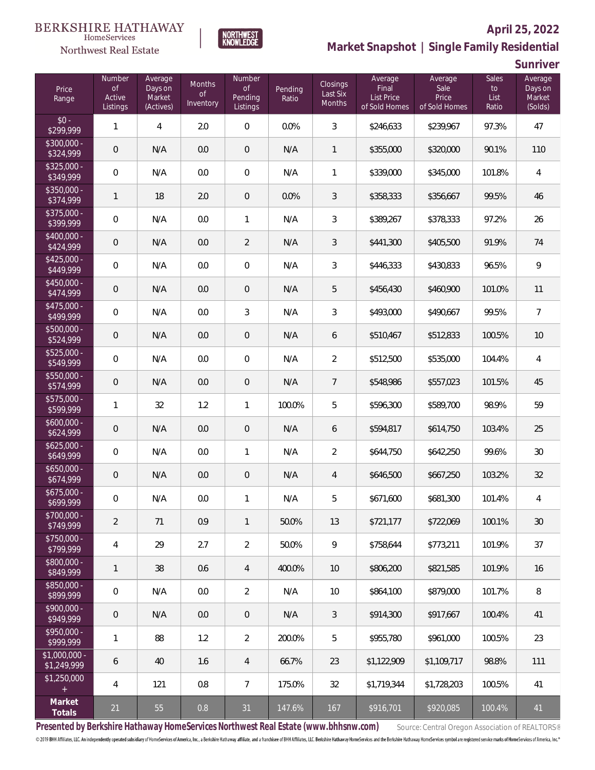BERKSHIRE HATHAWAY HomeServices Northwest Real Estate

NORTHWEST KNOWLEDGE

**April 25, 2022**

**Market Snapshot | Single Family Residential**

**Sunriver**

| Price Range | Number of Active Listings | Average Days on Market (Actives) | Months of Inventory | Number of Pending Listings | Pending Ratio | Closings Last Six Months | Average Final List Price of Sold Homes | Average Sale Price of Sold Homes | Sales to List Ratio | Average Days on Market (Solds) |
|---|---|---|---|---|---|---|---|---|---|---|
| $0 - $299,999 | 1 | 4 | 2.0 | 0 | 0.0% | 3 | $246,633 | $239,967 | 97.3% | 47 |
| $300,000 - $324,999 | 0 | N/A | 0.0 | 0 | N/A | 1 | $355,000 | $320,000 | 90.1% | 110 |
| $325,000 - $349,999 | 0 | N/A | 0.0 | 0 | N/A | 1 | $339,000 | $345,000 | 101.8% | 4 |
| $350,000 - $374,999 | 1 | 18 | 2.0 | 0 | 0.0% | 3 | $358,333 | $356,667 | 99.5% | 46 |
| $375,000 - $399,999 | 0 | N/A | 0.0 | 1 | N/A | 3 | $389,267 | $378,333 | 97.2% | 26 |
| $400,000 - $424,999 | 0 | N/A | 0.0 | 2 | N/A | 3 | $441,300 | $405,500 | 91.9% | 74 |
| $425,000 - $449,999 | 0 | N/A | 0.0 | 0 | N/A | 3 | $446,333 | $430,833 | 96.5% | 9 |
| $450,000 - $474,999 | 0 | N/A | 0.0 | 0 | N/A | 5 | $456,430 | $460,900 | 101.0% | 11 |
| $475,000 - $499,999 | 0 | N/A | 0.0 | 3 | N/A | 3 | $493,000 | $490,667 | 99.5% | 7 |
| $500,000 - $524,999 | 0 | N/A | 0.0 | 0 | N/A | 6 | $510,467 | $512,833 | 100.5% | 10 |
| $525,000 - $549,999 | 0 | N/A | 0.0 | 0 | N/A | 2 | $512,500 | $535,000 | 104.4% | 4 |
| $550,000 - $574,999 | 0 | N/A | 0.0 | 0 | N/A | 7 | $548,986 | $557,023 | 101.5% | 45 |
| $575,000 - $599,999 | 1 | 32 | 1.2 | 1 | 100.0% | 5 | $596,300 | $589,700 | 98.9% | 59 |
| $600,000 - $624,999 | 0 | N/A | 0.0 | 0 | N/A | 6 | $594,817 | $614,750 | 103.4% | 25 |
| $625,000 - $649,999 | 0 | N/A | 0.0 | 1 | N/A | 2 | $644,750 | $642,250 | 99.6% | 30 |
| $650,000 - $674,999 | 0 | N/A | 0.0 | 0 | N/A | 4 | $646,500 | $667,250 | 103.2% | 32 |
| $675,000 - $699,999 | 0 | N/A | 0.0 | 1 | N/A | 5 | $671,600 | $681,300 | 101.4% | 4 |
| $700,000 - $749,999 | 2 | 71 | 0.9 | 1 | 50.0% | 13 | $721,177 | $722,069 | 100.1% | 30 |
| $750,000 - $799,999 | 4 | 29 | 2.7 | 2 | 50.0% | 9 | $758,644 | $773,211 | 101.9% | 37 |
| $800,000 - $849,999 | 1 | 38 | 0.6 | 4 | 400.0% | 10 | $806,200 | $821,585 | 101.9% | 16 |
| $850,000 - $899,999 | 0 | N/A | 0.0 | 2 | N/A | 10 | $864,100 | $879,000 | 101.7% | 8 |
| $900,000 - $949,999 | 0 | N/A | 0.0 | 0 | N/A | 3 | $914,300 | $917,667 | 100.4% | 41 |
| $950,000 - $999,999 | 1 | 88 | 1.2 | 2 | 200.0% | 5 | $955,780 | $961,000 | 100.5% | 23 |
| $1,000,000 - $1,249,999 | 6 | 40 | 1.6 | 4 | 66.7% | 23 | $1,122,909 | $1,109,717 | 98.8% | 111 |
| $1,250,000 + | 4 | 121 | 0.8 | 7 | 175.0% | 32 | $1,719,344 | $1,728,203 | 100.5% | 41 |
| **Market Totals** | 21 | 55 | 0.8 | 31 | 147.6% | 167 | $916,701 | $920,085 | 100.4% | 41 |

**Presented by Berkshire Hathaway HomeServices Northwest Real Estate (www.bhhsnw.com)** Source: Central Oregon Association of REALTORS®

© 2019 BHH Affiliates, LLC. An independently operated subsidiary of HomeServices of America, Inc., a Berkshire Hathaway affiliate, and a franchisee of BHH Affiliates, LLC. Berkshire Hathaway HomeServices and the Berkshire Hathaway HomeServices symbol are registered service marks of HomeServices of America, Inc.®